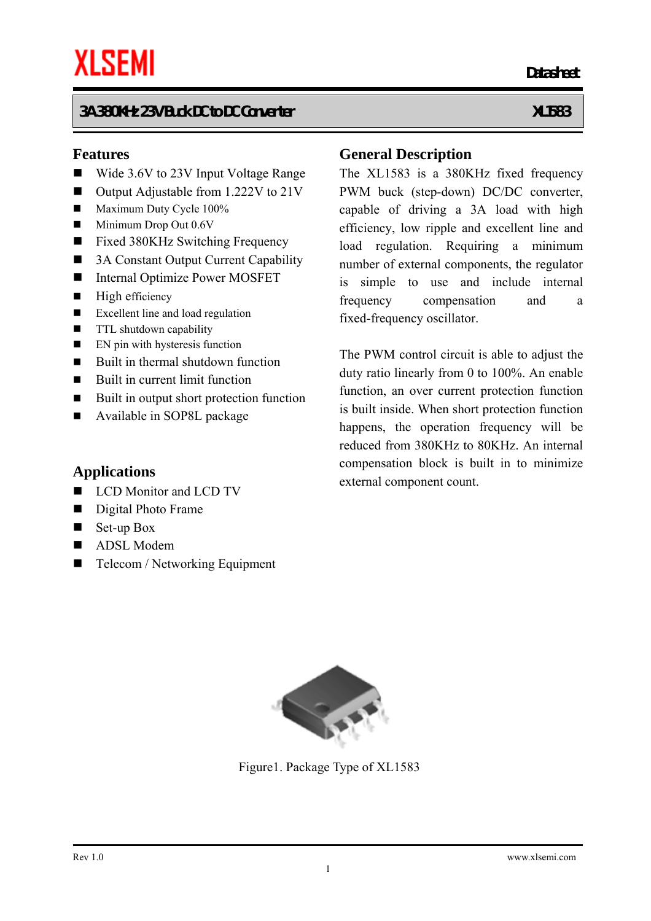XLSEMI

Datasheet

**3A 380KHz 23V Buck DC to DC Converter** **XL1583**

## Features

- Wide 3.6V to 23V Input Voltage Range
- Output Adjustable from 1.222V to 21V
- Maximum Duty Cycle 100%
- Minimum Drop Out 0.6V
- Fixed 380KHz Switching Frequency
- 3A Constant Output Current Capability
- Internal Optimize Power MOSFET
- High efficiency
- Excellent line and load regulation
- TTL shutdown capability
- EN pin with hysteresis function
- Built in thermal shutdown function
- Built in current limit function
- Built in output short protection function
- Available in SOP8L package

## Applications

- LCD Monitor and LCD TV
- Digital Photo Frame
- Set-up Box
- ADSL Modem
- Telecom / Networking Equipment

## General Description

The XL1583 is a 380KHz fixed frequency PWM buck (step-down) DC/DC converter, capable of driving a 3A load with high efficiency, low ripple and excellent line and load regulation. Requiring a minimum number of external components, the regulator is simple to use and include internal frequency compensation and a fixed-frequency oscillator.

The PWM control circuit is able to adjust the duty ratio linearly from 0 to 100%. An enable function, an over current protection function is built inside. When short protection function happens, the operation frequency will be reduced from 380KHz to 80KHz. An internal compensation block is built in to minimize external component count.

Figure1. Package Type of XL1583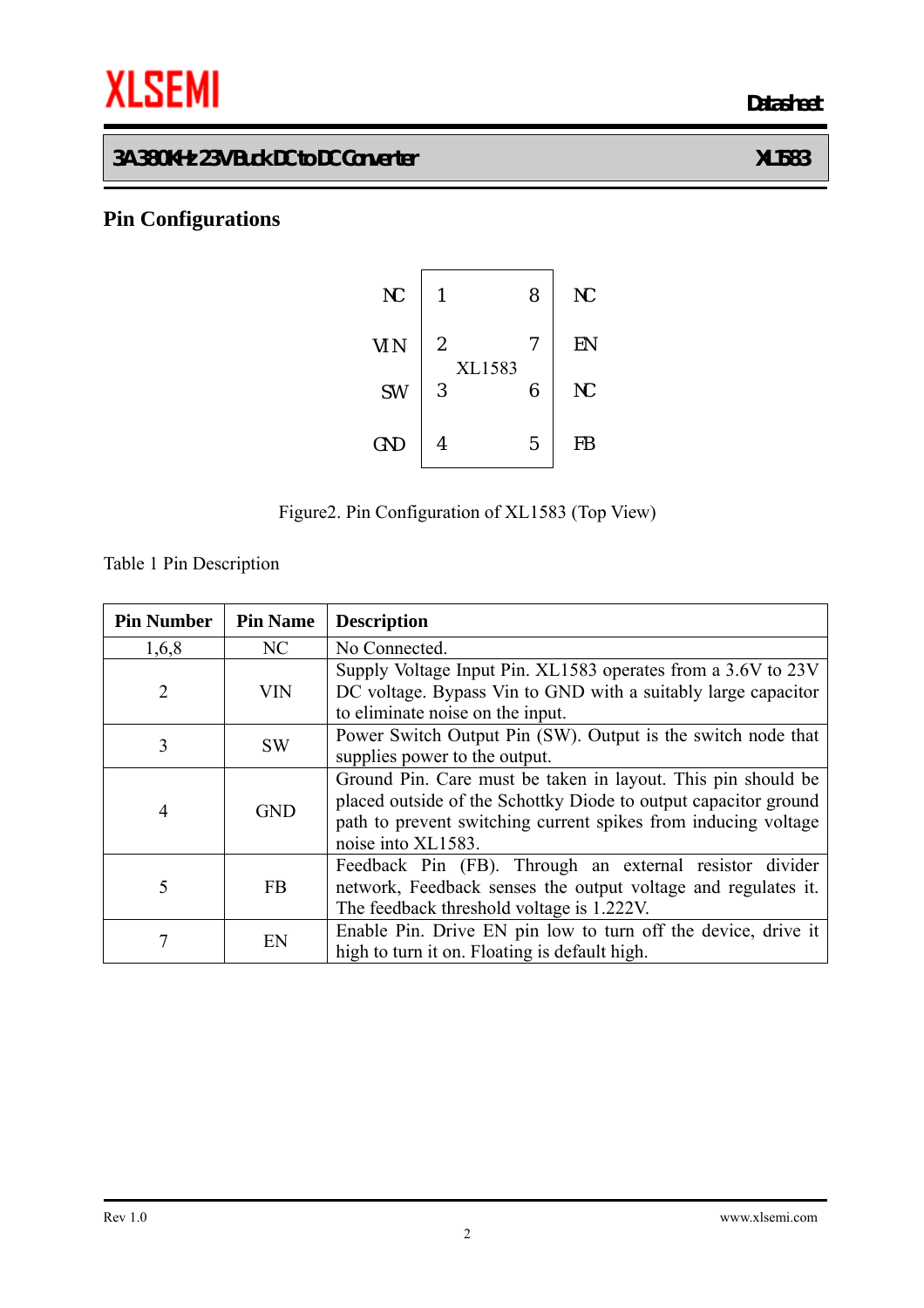## Pin Configurations

| | | | |
|---|---|---|---|
| NC | 1 | 8 | NC |
| VIN | 2 | 7 | EN |
| SW | 3 | 6 | NC |
| GND | 4 | 5 | FB |

XL1583

Figure2. Pin Configuration of XL1583 (Top View)

Table 1 Pin Description

| Pin Number | Pin Name | Description |
|---|---|---|
| 1,6,8 | NC | No Connected. |
| 2 | VIN | Supply Voltage Input Pin. XL1583 operates from a 3.6V to 23V DC voltage. Bypass Vin to GND with a suitably large capacitor to eliminate noise on the input. |
| 3 | SW | Power Switch Output Pin (SW). Output is the switch node that supplies power to the output. |
| 4 | GND | Ground Pin. Care must be taken in layout. This pin should be placed outside of the Schottky Diode to output capacitor ground path to prevent switching current spikes from inducing voltage noise into XL1583. |
| 5 | FB | Feedback Pin (FB). Through an external resistor divider network, Feedback senses the output voltage and regulates it. The feedback threshold voltage is 1.222V. |
| 7 | EN | Enable Pin. Drive EN pin low to turn off the device, drive it high to turn it on. Floating is default high. |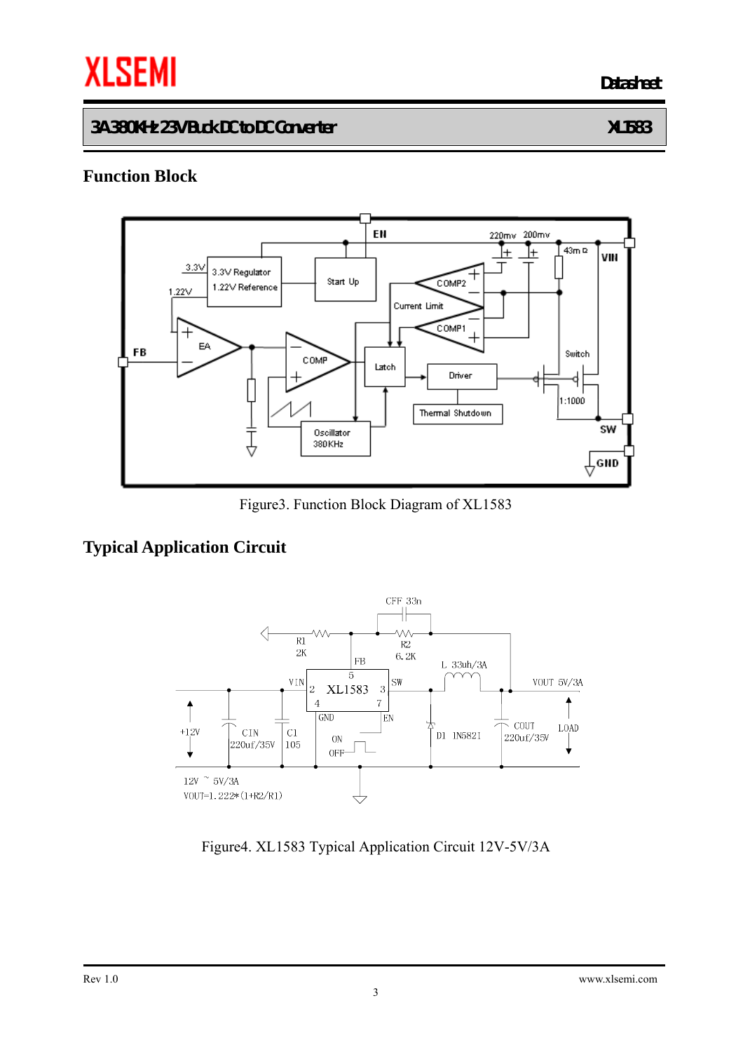## Function Block

Figure3. Function Block Diagram of XL1583

## Typical Application Circuit

Figure4. XL1583 Typical Application Circuit 12V-5V/3A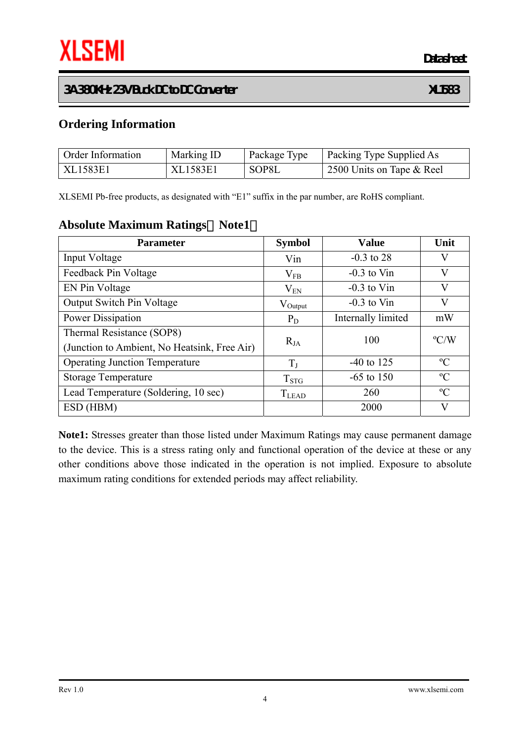## Ordering Information

| Order Information | Marking ID | Package Type | Packing Type Supplied As |
|---|---|---|---|
| XL1583E1 | XL1583E1 | SOP8L | 2500 Units on Tape & Reel |

XLSEMI Pb-free products, as designated with "E1" suffix in the par number, are RoHS compliant.

## Absolute Maximum Ratings（Note1）

| Parameter | Symbol | Value | Unit |
|---|---|---|---|
| Input Voltage | Vin | -0.3 to 28 | V |
| Feedback Pin Voltage | $V_{FB}$ | -0.3 to Vin | V |
| EN Pin Voltage | $V_{EN}$ | -0.3 to Vin | V |
| Output Switch Pin Voltage | $V_{Output}$ | -0.3 to Vin | V |
| Power Dissipation | $P_D$ | Internally limited | mW |
| Thermal Resistance (SOP8) (Junction to Ambient, No Heatsink, Free Air) | $R_{JA}$ | 100 | ºC/W |
| Operating Junction Temperature | $T_J$ | -40 to 125 | ºC |
| Storage Temperature | $T_{STG}$ | -65 to 150 | ºC |
| Lead Temperature (Soldering, 10 sec) | $T_{LEAD}$ | 260 | ºC |
| ESD (HBM) | | 2000 | V |

**Note1:** Stresses greater than those listed under Maximum Ratings may cause permanent damage to the device. This is a stress rating only and functional operation of the device at these or any other conditions above those indicated in the operation is not implied. Exposure to absolute maximum rating conditions for extended periods may affect reliability.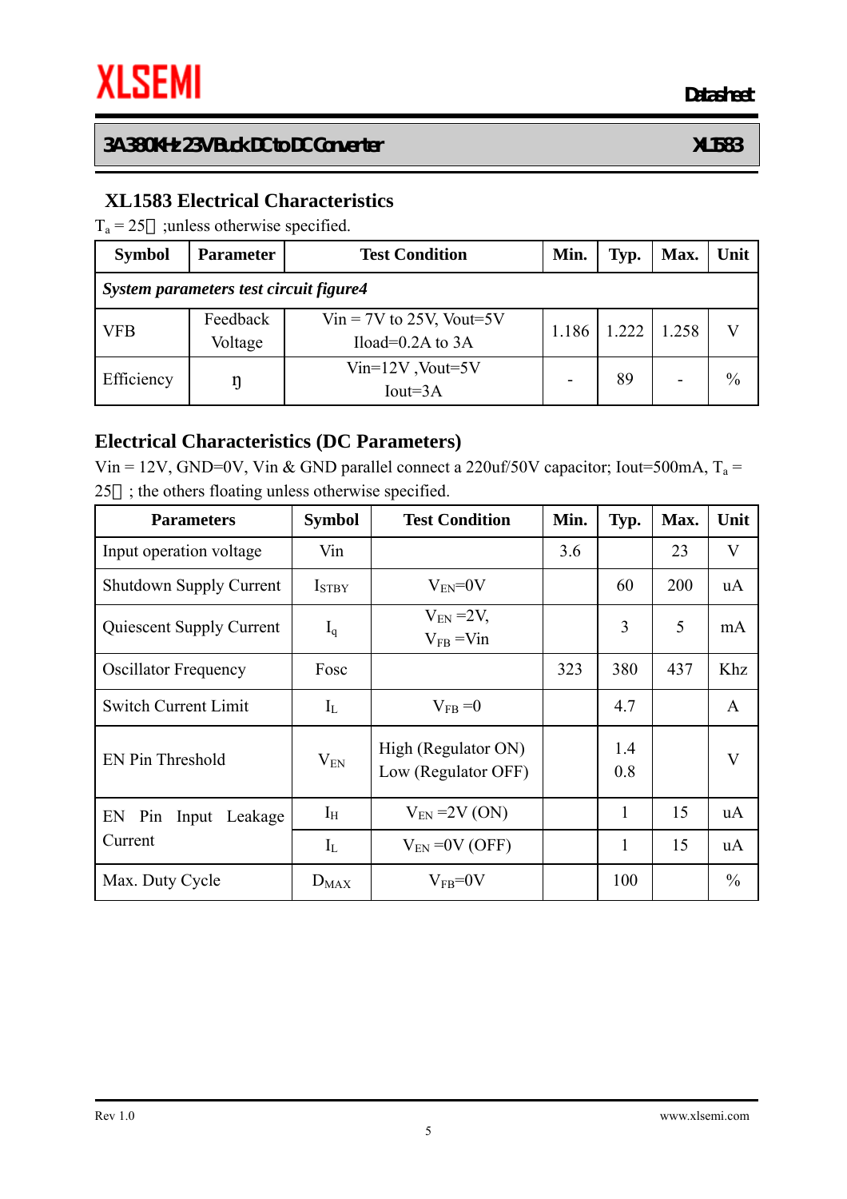## XL1583 Electrical Characteristics

$T_a$ = 25℃ ;unless otherwise specified.

| Symbol | Parameter | Test Condition | Min. | Typ. | Max. | Unit |
|---|---|---|---|---|---|---|
| ***System parameters test circuit figure4*** | | | | | | |
| VFB | Feedback Voltage | Vin = 7V to 25V, Vout=5V Iload=0.2A to 3A | 1.186 | 1.222 | 1.258 | V |
| Efficiency | ŋ | Vin=12V ,Vout=5V Iout=3A | - | 89 | - | % |

## Electrical Characteristics (DC Parameters)

Vin = 12V, GND=0V, Vin & GND parallel connect a 220uf/50V capacitor; Iout=500mA, $T_a$ = 25℃ ; the others floating unless otherwise specified.

| Parameters | Symbol | Test Condition | Min. | Typ. | Max. | Unit |
|---|---|---|---|---|---|---|
| Input operation voltage | Vin | | 3.6 | | 23 | V |
| Shutdown Supply Current | $I_{STBY}$ | $V_{EN}$=0V | | 60 | 200 | uA |
| Quiescent Supply Current | $I_q$ | $V_{EN}$ =2V, $V_{FB}$ =Vin | | 3 | 5 | mA |
| Oscillator Frequency | Fosc | | 323 | 380 | 437 | Khz |
| Switch Current Limit | $I_L$ | $V_{FB}$ =0 | | 4.7 | | A |
| EN Pin Threshold | $V_{EN}$ | High (Regulator ON) Low (Regulator OFF) | | 1.4 0.8 | | V |
| EN Pin Input Leakage Current | $I_H$ | $V_{EN}$ =2V (ON) | | 1 | 15 | uA |
| | $I_L$ | $V_{EN}$ =0V (OFF) | | 1 | 15 | uA |
| Max. Duty Cycle | $D_{MAX}$ | $V_{FB}$=0V | | 100 | | % |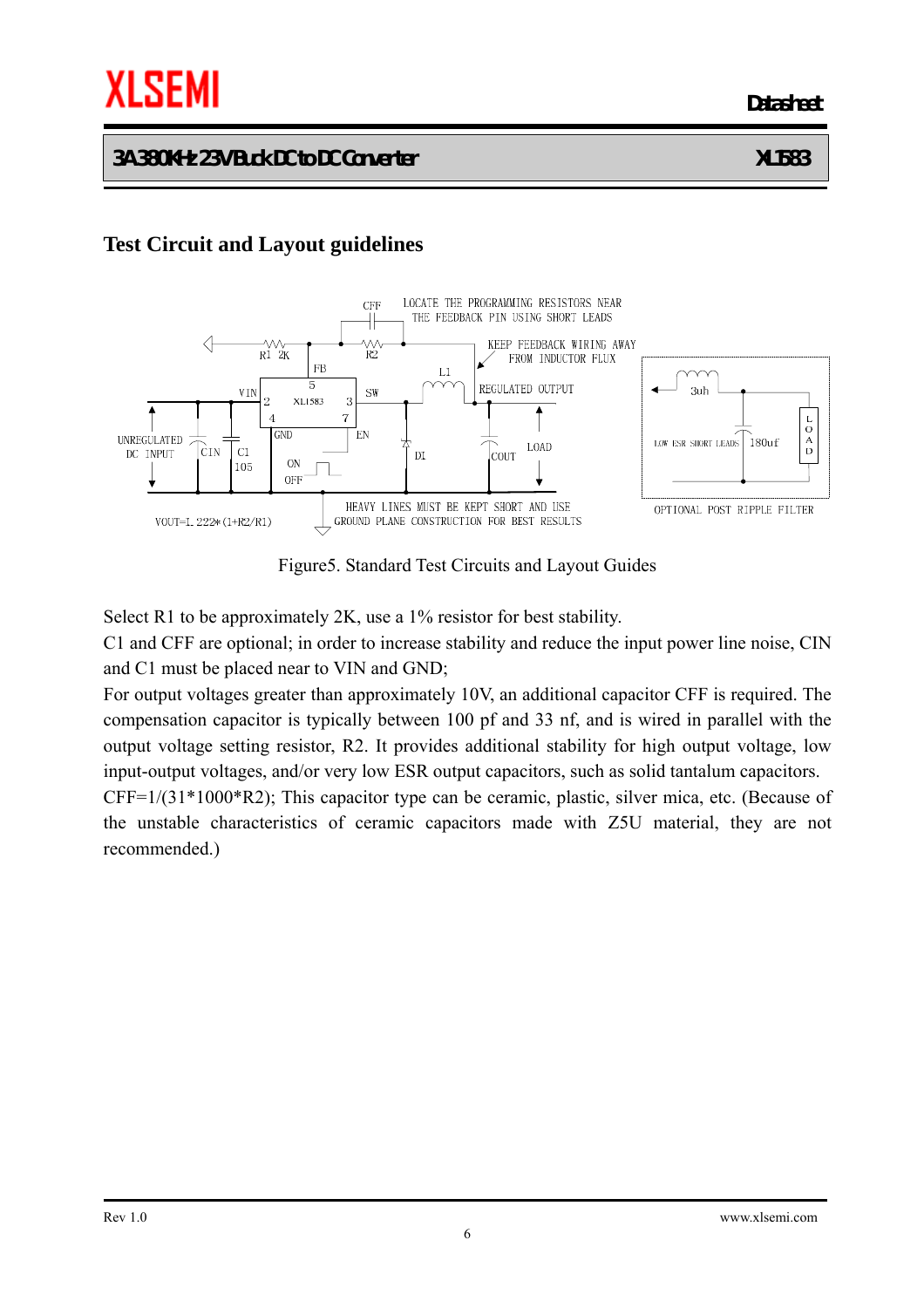## Test Circuit and Layout guidelines

Figure5. Standard Test Circuits and Layout Guides

Select R1 to be approximately 2K, use a 1% resistor for best stability.

C1 and CFF are optional; in order to increase stability and reduce the input power line noise, CIN and C1 must be placed near to VIN and GND;

For output voltages greater than approximately 10V, an additional capacitor CFF is required. The compensation capacitor is typically between 100 pf and 33 nf, and is wired in parallel with the output voltage setting resistor, R2. It provides additional stability for high output voltage, low input-output voltages, and/or very low ESR output capacitors, such as solid tantalum capacitors.

CFF=1/(31*1000*R2); This capacitor type can be ceramic, plastic, silver mica, etc. (Because of the unstable characteristics of ceramic capacitors made with Z5U material, they are not recommended.)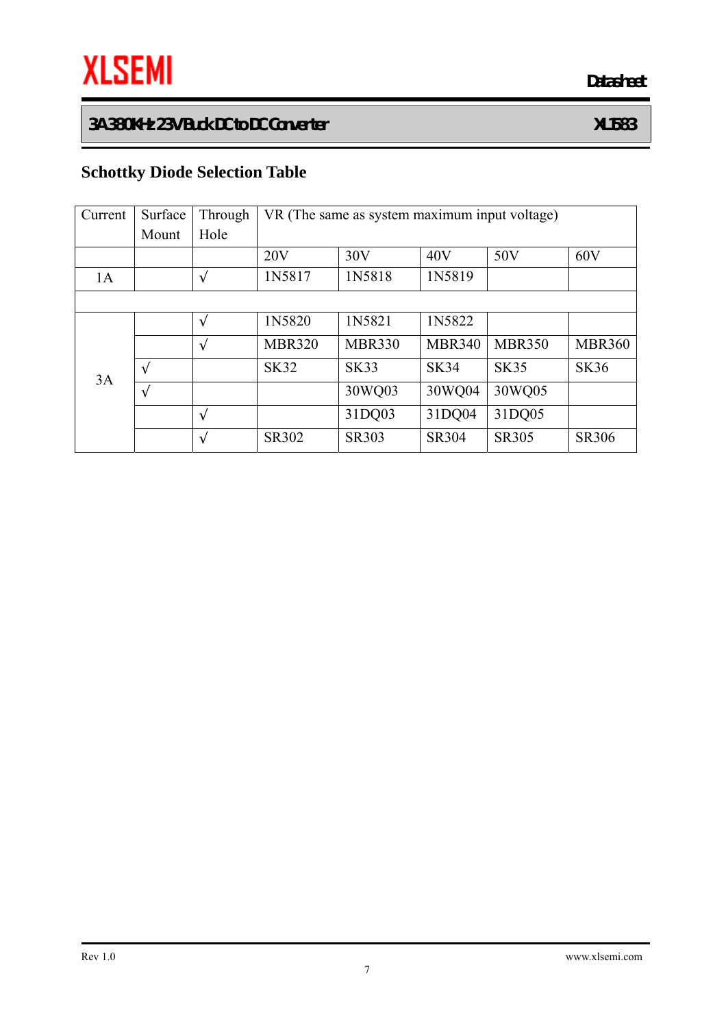## Schottky Diode Selection Table

| Current | Surface Mount | Through Hole | VR (The same as system maximum input voltage) | | | | |
|---|---|---|---|---|---|---|---|
| | | | 20V | 30V | 40V | 50V | 60V |
| 1A | | √ | 1N5817 | 1N5818 | 1N5819 | | |
| | | | | | | | |
| 3A | | √ | 1N5820 | 1N5821 | 1N5822 | | |
| | | √ | MBR320 | MBR330 | MBR340 | MBR350 | MBR360 |
| | √ | | SK32 | SK33 | SK34 | SK35 | SK36 |
| | √ | | | 30WQ03 | 30WQ04 | 30WQ05 | |
| | | √ | | 31DQ03 | 31DQ04 | 31DQ05 | |
| | | √ | SR302 | SR303 | SR304 | SR305 | SR306 |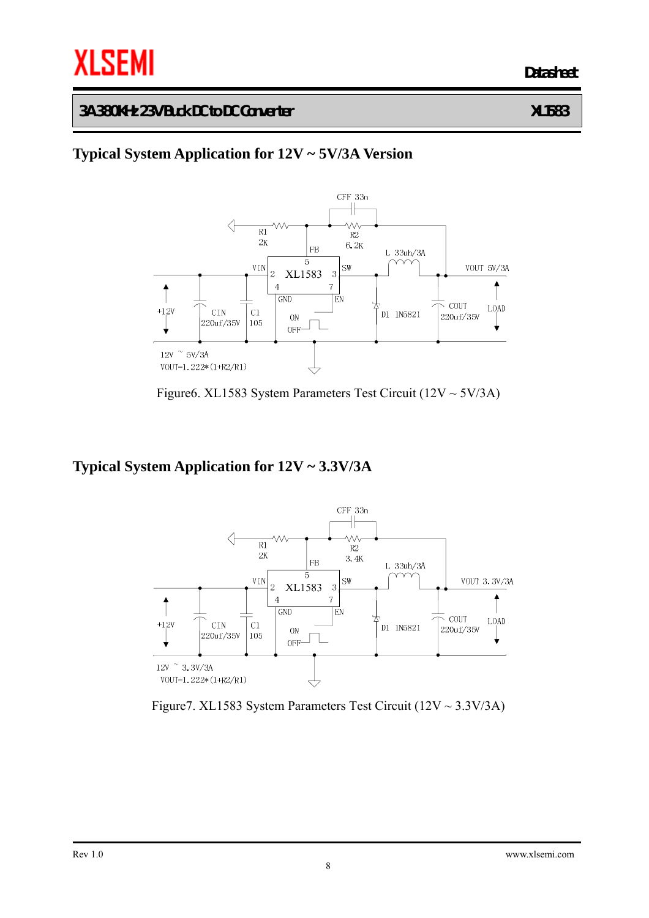## Typical System Application for 12V ~ 5V/3A Version

Figure6. XL1583 System Parameters Test Circuit (12V ~ 5V/3A)

## Typical System Application for 12V ~ 3.3V/3A

Figure7. XL1583 System Parameters Test Circuit (12V ~ 3.3V/3A)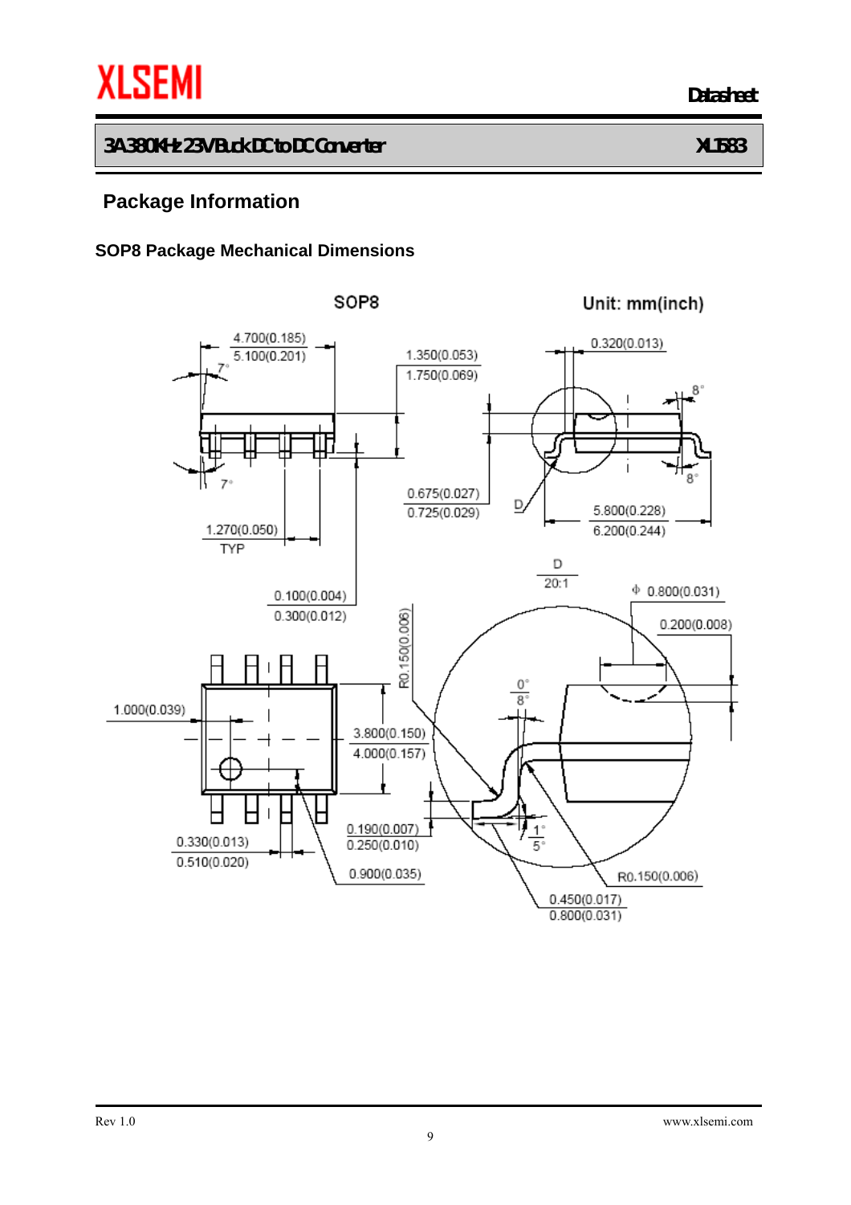## Package Information

### SOP8 Package Mechanical Dimensions

SOP8

Unit: mm(inch)

4.700(0.185)
5.100(0.201)

7°

7°

1.350(0.053)
1.750(0.069)

0.320(0.013)

8°

8°

0.675(0.027)
0.725(0.029)

D

5.800(0.228)
6.200(0.244)

1.270(0.050)
TYP

D
20:1

Φ 0.800(0.031)

0.200(0.008)

0.100(0.004)
0.300(0.012)

R0.150(0.006)

0°
8°

1.000(0.039)

3.800(0.150)
4.000(0.157)

0.190(0.007)
0.250(0.010)

1°
5°

0.330(0.013)
0.510(0.020)

0.900(0.035)

R0.150(0.006)

0.450(0.017)
0.800(0.031)